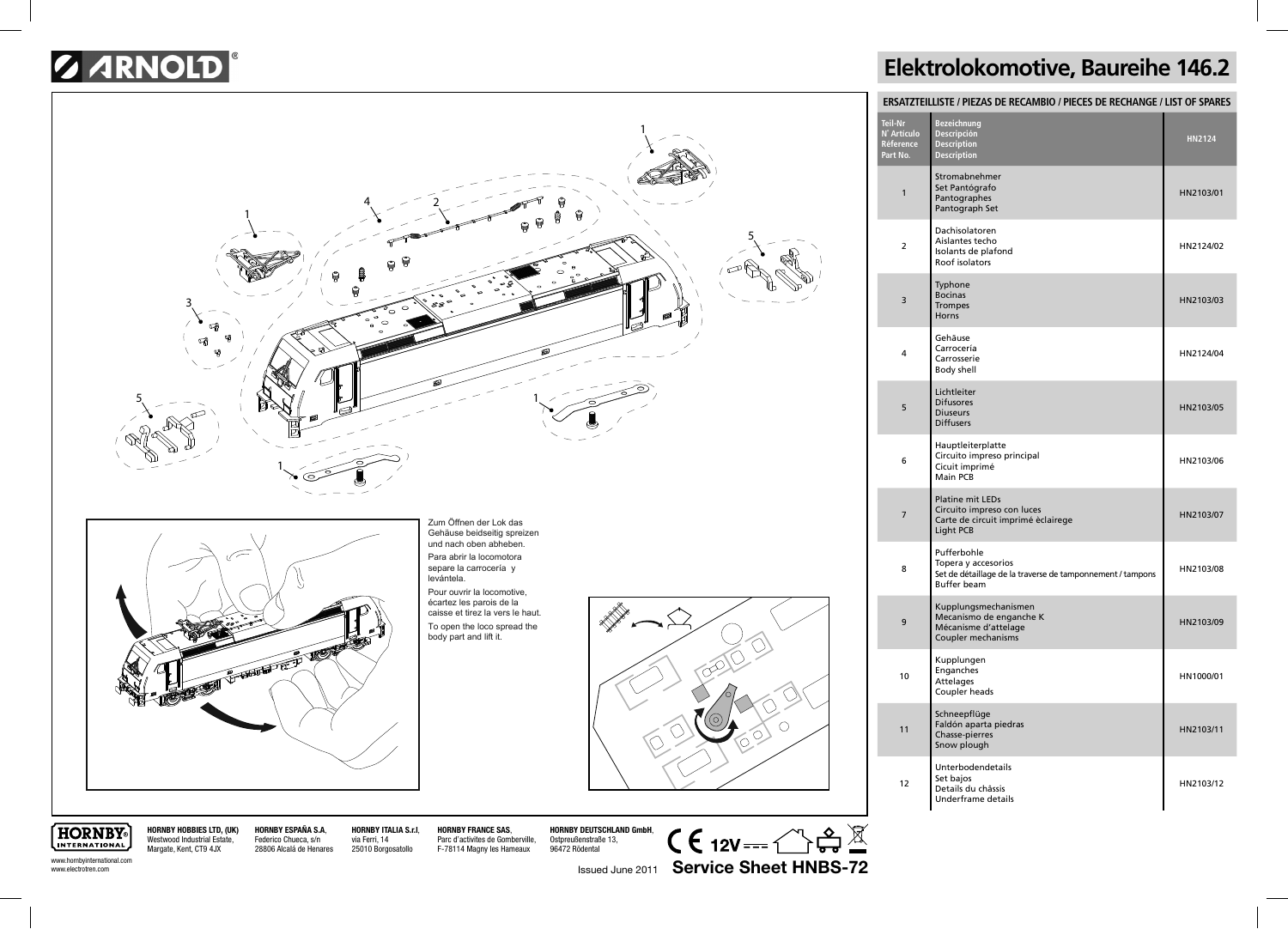# ARNOLD

# Elektrolokomotive, Baureihe 146.2

Zum Öffnen der Lok das Gehäuse beidseitig spreizen und nach oben abheben.

Para abrir la locomotora separe la carrocería y levántela.

Pour ouvrir la locomotive, écartez les parois de la caisse et tirez la vers le haut.

To open the loco spread the body part and lift it.

## ERSATZTEILLISTE / PIEZAS DE RECAMBIO / PIECES DE RECHANGE / LIST OF SPARES

| Teil-Nr N˚ Artículo Référence Part No. | Bezeichnung Descripción Description Description | HN2124 |
|---|---|---|
| 1 | Stromabnehmer Set Pantógrafo Pantographes Pantograph Set | HN2103/01 |
| 2 | Dachisolatoren Aislantes techo Isolants de plafond Roof isolators | HN2124/02 |
| 3 | Typhone Bocinas Trompes Horns | HN2103/03 |
| 4 | Gehäuse Carrocería Carrosserie Body shell | HN2124/04 |
| 5 | Lichtleiter Difusores Diuseurs Diffusers | HN2103/05 |
| 6 | Hauptleiterplatte Circuito impreso principal Cicuit imprimé Main PCB | HN2103/06 |
| 7 | Platine mit LEDs Circuito impreso con luces Carte de circuit imprimé éclairege Light PCB | HN2103/07 |
| 8 | Pufferbohle Topera y accesorios Set de détaillage de la traverse de tamponnement / tampons Buffer beam | HN2103/08 |
| 9 | Kupplungsmechanismen Mecanismo de enganche K Mécanisme d'attelage Coupler mechanisms | HN2103/09 |
| 10 | Kupplungen Enganches Attelages Coupler heads | HN1000/01 |
| 11 | Schneepflüge Faldón aparta piedras Chasse-pierres Snow plough | HN2103/11 |
| 12 | Unterbodendetails Set bajos Details du châssis Underframe details | HN2103/12 |

**HORNBY HOBBIES LTD, (UK)**
Westwood Industrial Estate,
Margate, Kent, CT9 4JX

**HORNBY ESPAÑA S.A**,
Federico Chueca, s/n
28806 Alcalá de Henares

**HORNBY ITALIA S.r.l**,
via Ferri, 14
25010 Borgosatollo

**HORNBY FRANCE SAS**,
Parc d'activites de Gomberville,
F-78114 Magny les Hameaux

**HORNBY DEUTSCHLAND GmbH**,
Ostpreußenstraße 13,
96472 Rödental

www.hornbyinternational.com
www.electrotren.com

12V

Issued June 2011 **Service Sheet HNBS-72**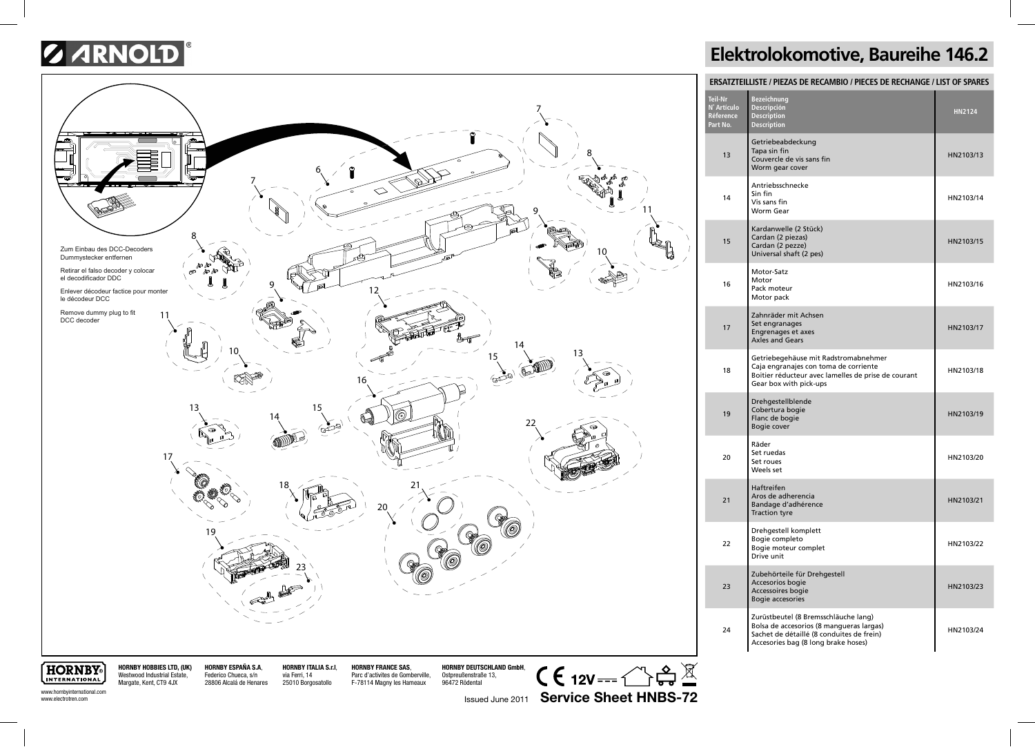# Elektrolokomotive, Baureihe 146.2

Zum Einbau des DCC-Decoders Dummystecker entfernen

Retirar el falso decoder y colocar el decodificador DDC

Enlever décodeur factice pour monter le décodeur DCC

Remove dummy plug to fit DCC decoder

7
6
8
9
11
10
12
14
15
13
16
22
17
18
21
20
19
23

## ERSATZTEILLISTE / PIEZAS DE RECAMBIO / PIECES DE RECHANGE / LIST OF SPARES

| Teil-Nr N˚ Articulo Réference Part No. | Bezeichnung Descripción Description Description | HN2124 |
|---|---|---|
| 13 | Getriebeabdeckung<br>Tapa sin fin<br>Couvercle de vis sans fin<br>Worm gear cover | HN2103/13 |
| 14 | Antriebsschnecke<br>Sin fin<br>Vis sans fin<br>Worm Gear | HN2103/14 |
| 15 | Kardanwelle (2 Stück)<br>Cardan (2 piezas)<br>Cardan (2 pezze)<br>Universal shaft (2 pes) | HN2103/15 |
| 16 | Motor-Satz<br>Motor<br>Pack moteur<br>Motor pack | HN2103/16 |
| 17 | Zahnräder mit Achsen<br>Set engranages<br>Engrenages et axes<br>Axles and Gears | HN2103/17 |
| 18 | Getriebegehäuse mit Radstromabnehmer<br>Caja engranajes con toma de corriente<br>Boitier réducteur avec lamelles de prise de courant<br>Gear box with pick-ups | HN2103/18 |
| 19 | Drehgestellblende<br>Cobertura bogie<br>Flanc de bogie<br>Bogie cover | HN2103/19 |
| 20 | Räder<br>Set ruedas<br>Set roues<br>Weels set | HN2103/20 |
| 21 | Haftreifen<br>Aros de adherencia<br>Bandage d'adhérence<br>Traction tyre | HN2103/21 |
| 22 | Drehgestell komplett<br>Bogie completo<br>Bogie moteur complet<br>Drive unit | HN2103/22 |
| 23 | Zubehörteile für Drehgestell<br>Accesorios bogie<br>Accessoires bogie<br>Bogie accesories | HN2103/23 |
| 24 | Zurüstbeutel (8 Bremsschläuche lang)<br>Bolsa de accesorios (8 mangueras largas)<br>Sachet de détaillé (8 conduites de frein)<br>Accesories bag (8 long brake hoses) | HN2103/24 |

**HORNBY HOBBIES LTD, (UK)**
Westwood Industrial Estate,
Margate, Kent, CT9 4JX

**HORNBY ESPAÑA S.A.**
Federico Chueca, s/n
28806 Alcalá de Henares

**HORNBY ITALIA S.r.l.**
via Ferri, 14
25010 Borgosatollo

**HORNBY FRANCE SAS**,
Parc d'activites de Gomberville,
F-78114 Magny les Hameaux

**HORNBY DEUTSCHLAND GmbH**,
Ostpreußenstraße 13,
96472 Rödental

www.hornbyinternational.com
www.electrotren.com

CE 12V

Issued June 2011 **Service Sheet HNBS-72**